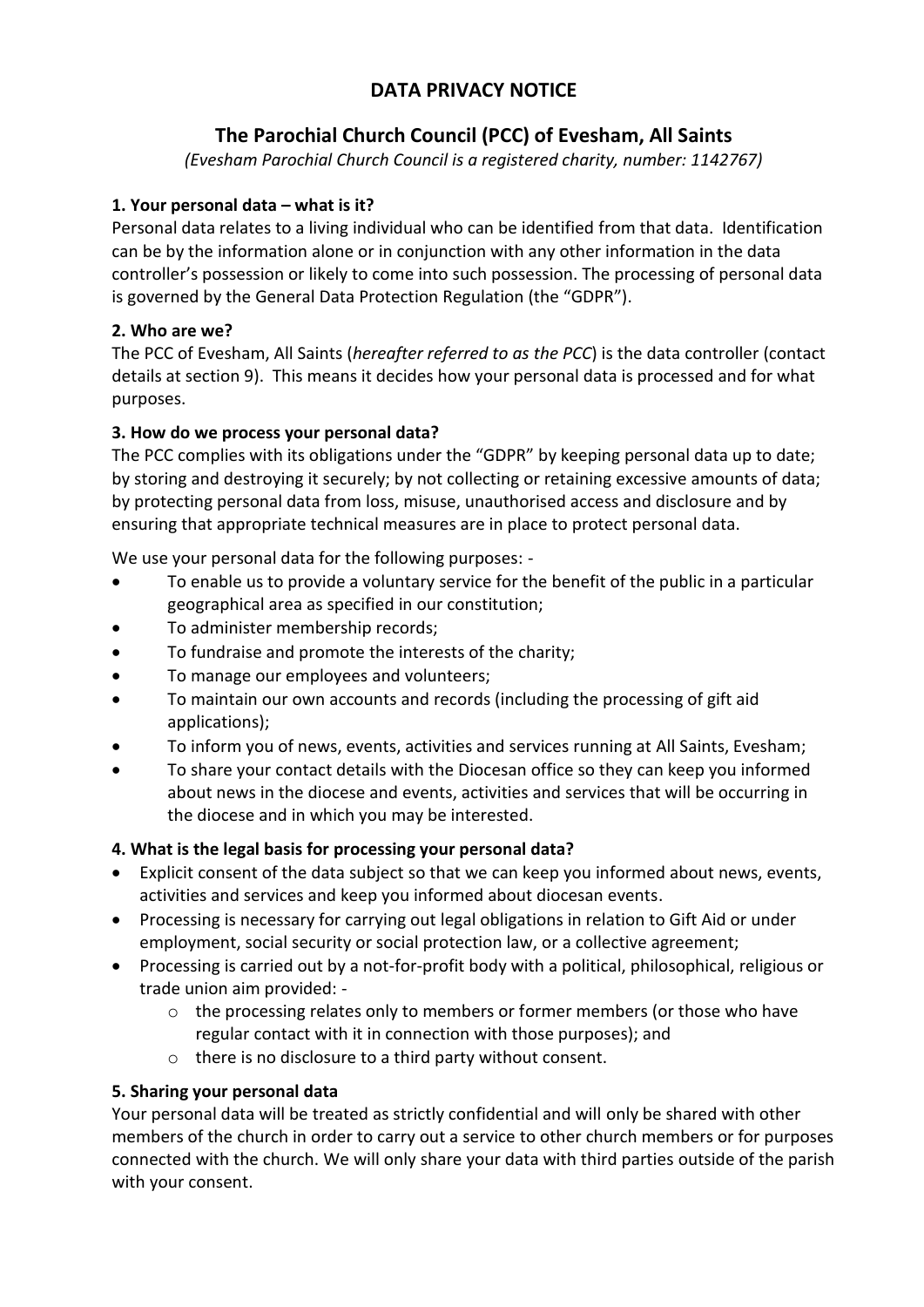# DATA PRIVACY NOTICE

## The Parochial Church Council (PCC) of Evesham, All Saints

*(Evesham Parochial Church Council is a registered charity, number: 1142767)*

### 1. Your personal data – what is it?

Personal data relates to a living individual who can be identified from that data. Identification can be by the information alone or in conjunction with any other information in the data controller's possession or likely to come into such possession. The processing of personal data is governed by the General Data Protection Regulation (the "GDPR").

### 2. Who are we?

The PCC of Evesham, All Saints (*hereafter referred to as the PCC*) is the data controller (contact details at section 9). This means it decides how your personal data is processed and for what purposes.

### 3. How do we process your personal data?

The PCC complies with its obligations under the "GDPR" by keeping personal data up to date; by storing and destroying it securely; by not collecting or retaining excessive amounts of data; by protecting personal data from loss, misuse, unauthorised access and disclosure and by ensuring that appropriate technical measures are in place to protect personal data.

We use your personal data for the following purposes: -

- To enable us to provide a voluntary service for the benefit of the public in a particular geographical area as specified in our constitution;
- To administer membership records;
- To fundraise and promote the interests of the charity;
- To manage our employees and volunteers;
- To maintain our own accounts and records (including the processing of gift aid applications);
- To inform you of news, events, activities and services running at All Saints, Evesham;
- To share your contact details with the Diocesan office so they can keep you informed about news in the diocese and events, activities and services that will be occurring in the diocese and in which you may be interested.

### 4. What is the legal basis for processing your personal data?

- Explicit consent of the data subject so that we can keep you informed about news, events, activities and services and keep you informed about diocesan events.
- Processing is necessary for carrying out legal obligations in relation to Gift Aid or under employment, social security or social protection law, or a collective agreement;
- Processing is carried out by a not-for-profit body with a political, philosophical, religious or trade union aim provided: -
    - the processing relates only to members or former members (or those who have regular contact with it in connection with those purposes); and
    - there is no disclosure to a third party without consent.

### 5. Sharing your personal data

Your personal data will be treated as strictly confidential and will only be shared with other members of the church in order to carry out a service to other church members or for purposes connected with the church. We will only share your data with third parties outside of the parish with your consent.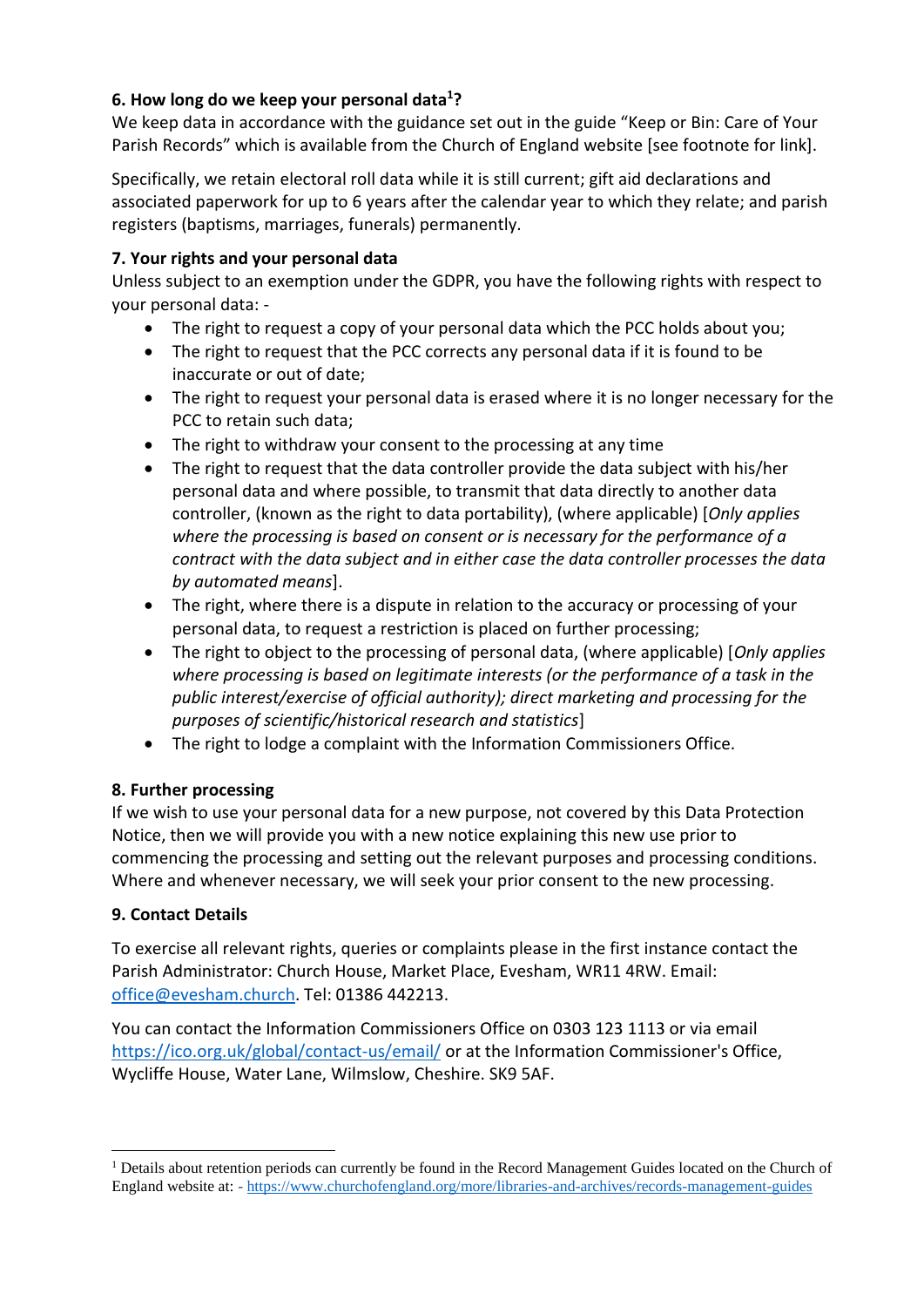### 6. How long do we keep your personal data[1]?

We keep data in accordance with the guidance set out in the guide "Keep or Bin: Care of Your Parish Records" which is available from the Church of England website [see footnote for link].

Specifically, we retain electoral roll data while it is still current; gift aid declarations and associated paperwork for up to 6 years after the calendar year to which they relate; and parish registers (baptisms, marriages, funerals) permanently.

### 7. Your rights and your personal data

Unless subject to an exemption under the GDPR, you have the following rights with respect to your personal data: -

- The right to request a copy of your personal data which the PCC holds about you;
- The right to request that the PCC corrects any personal data if it is found to be inaccurate or out of date;
- The right to request your personal data is erased where it is no longer necessary for the PCC to retain such data;
- The right to withdraw your consent to the processing at any time
- The right to request that the data controller provide the data subject with his/her personal data and where possible, to transmit that data directly to another data controller, (known as the right to data portability), (where applicable) [*Only applies where the processing is based on consent or is necessary for the performance of a contract with the data subject and in either case the data controller processes the data by automated means*].
- The right, where there is a dispute in relation to the accuracy or processing of your personal data, to request a restriction is placed on further processing;
- The right to object to the processing of personal data, (where applicable) [*Only applies where processing is based on legitimate interests (or the performance of a task in the public interest/exercise of official authority); direct marketing and processing for the purposes of scientific/historical research and statistics*]
- The right to lodge a complaint with the Information Commissioners Office.

### 8. Further processing

If we wish to use your personal data for a new purpose, not covered by this Data Protection Notice, then we will provide you with a new notice explaining this new use prior to commencing the processing and setting out the relevant purposes and processing conditions. Where and whenever necessary, we will seek your prior consent to the new processing.

### 9. Contact Details

To exercise all relevant rights, queries or complaints please in the first instance contact the Parish Administrator: Church House, Market Place, Evesham, WR11 4RW. Email: office@evesham.church. Tel: 01386 442213.

You can contact the Information Commissioners Office on 0303 123 1113 or via email https://ico.org.uk/global/contact-us/email/ or at the Information Commissioner's Office, Wycliffe House, Water Lane, Wilmslow, Cheshire. SK9 5AF.

---

[1] Details about retention periods can currently be found in the Record Management Guides located on the Church of England website at: - https://www.churchofengland.org/more/libraries-and-archives/records-management-guides